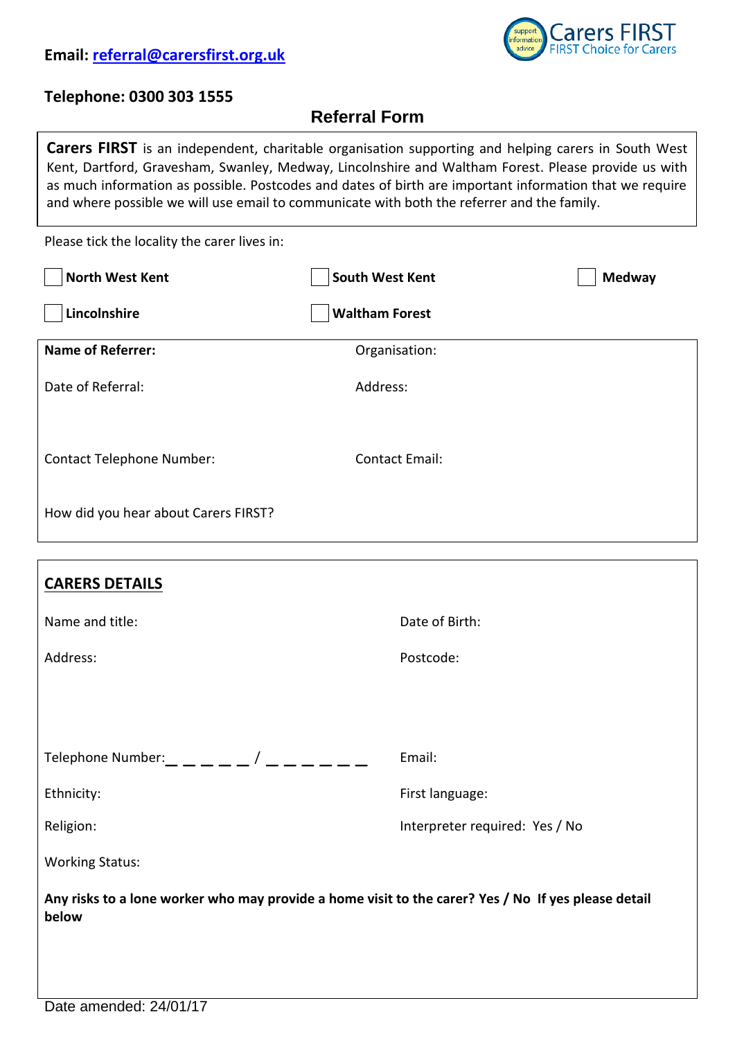**Email: referral@carersfirst.org.uk**

Carers FIRST
FIRST Choice for Carers

**Telephone: 0300 303 1555**

## Referral Form

**Carers FIRST** is an independent, charitable organisation supporting and helping carers in South West Kent, Dartford, Gravesham, Swanley, Medway, Lincolnshire and Waltham Forest. Please provide us with as much information as possible. Postcodes and dates of birth are important information that we require and where possible we will use email to communicate with both the referrer and the family.

Please tick the locality the carer lives in:

☐ **North West Kent** ☐ **South West Kent** ☐ **Medway**

☐ **Lincolnshire** ☐ **Waltham Forest**

**Name of Referrer:**

Organisation:

Date of Referral:

Address:

Contact Telephone Number:

Contact Email:

How did you hear about Carers FIRST?

## CARERS DETAILS

Name and title:

Date of Birth:

Address:

Postcode:

Telephone Number:_ _ _ _ _ / _ _ _ _ _ _ _

Email:

Ethnicity:

First language:

Religion:

Interpreter required: Yes / No

Working Status:

**Any risks to a lone worker who may provide a home visit to the carer? Yes / No If yes please detail below**

Date amended: 24/01/17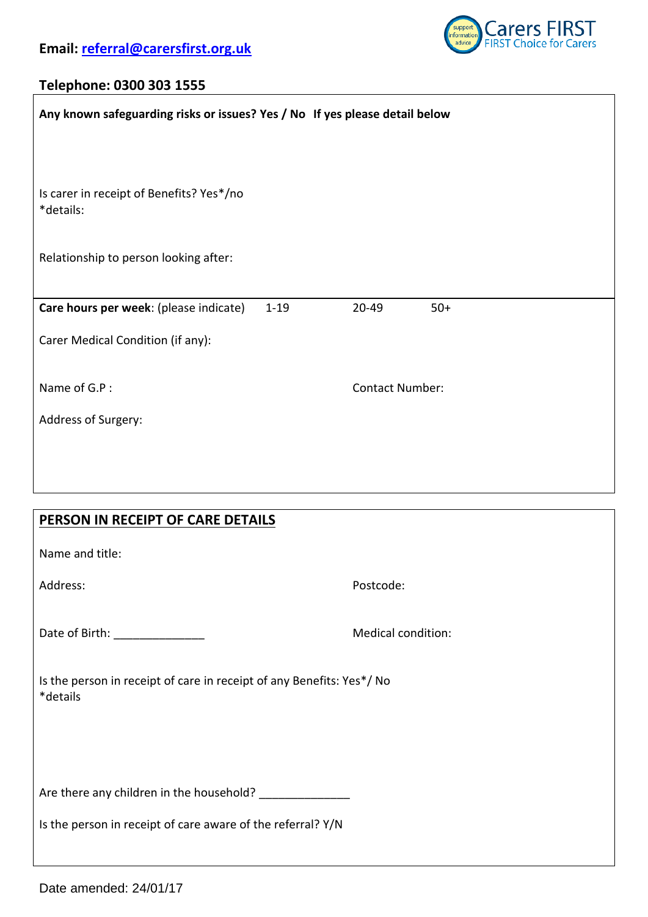**Email: referral@carersfirst.org.uk**

**Telephone: 0300 303 1555**

**Any known safeguarding risks or issues? Yes / No  If yes please detail below**

Is carer in receipt of Benefits? Yes*/no
*details:

Relationship to person looking after:

**Care hours per week**: (please indicate)   1-19   20-49   50+

Carer Medical Condition (if any):

Name of G.P :   Contact Number:

Address of Surgery:

## PERSON IN RECEIPT OF CARE DETAILS

Name and title:

Address:   Postcode:

Date of Birth: ______________   Medical condition:

Is the person in receipt of care in receipt of any Benefits: Yes*/ No
*details

Are there any children in the household? ______________

Is the person in receipt of care aware of the referral? Y/N

Date amended: 24/01/17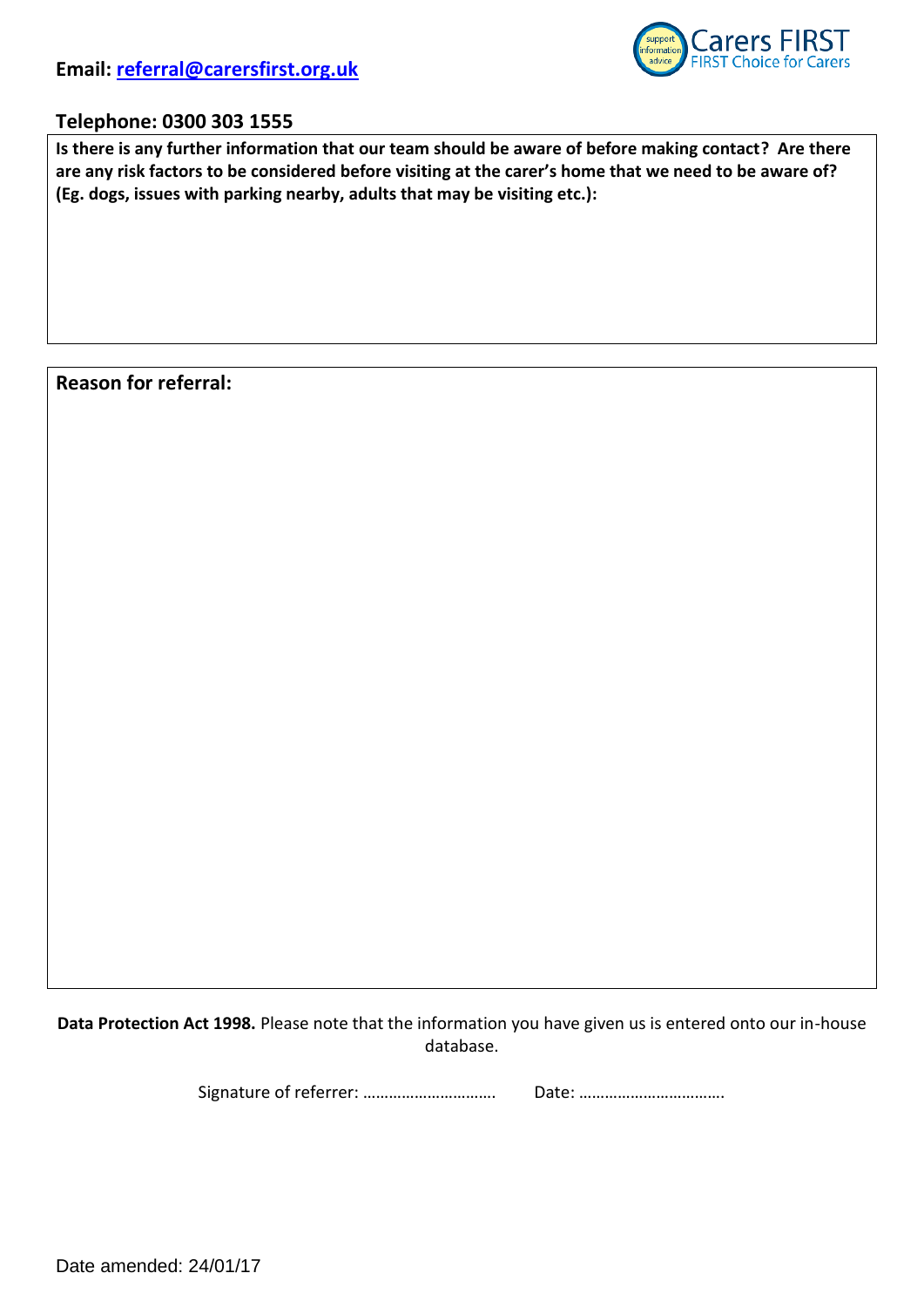**Email: referral@carersfirst.org.uk**

Carers FIRST
FIRST Choice for Carers

**Telephone: 0300 303 1555**

**Is there is any further information that our team should be aware of before making contact? Are there are any risk factors to be considered before visiting at the carer's home that we need to be aware of? (Eg. dogs, issues with parking nearby, adults that may be visiting etc.):**

**Reason for referral:**

**Data Protection Act 1998.** Please note that the information you have given us is entered onto our in-house database.

Signature of referrer: …………………………. Date: ……………………………

Date amended: 24/01/17